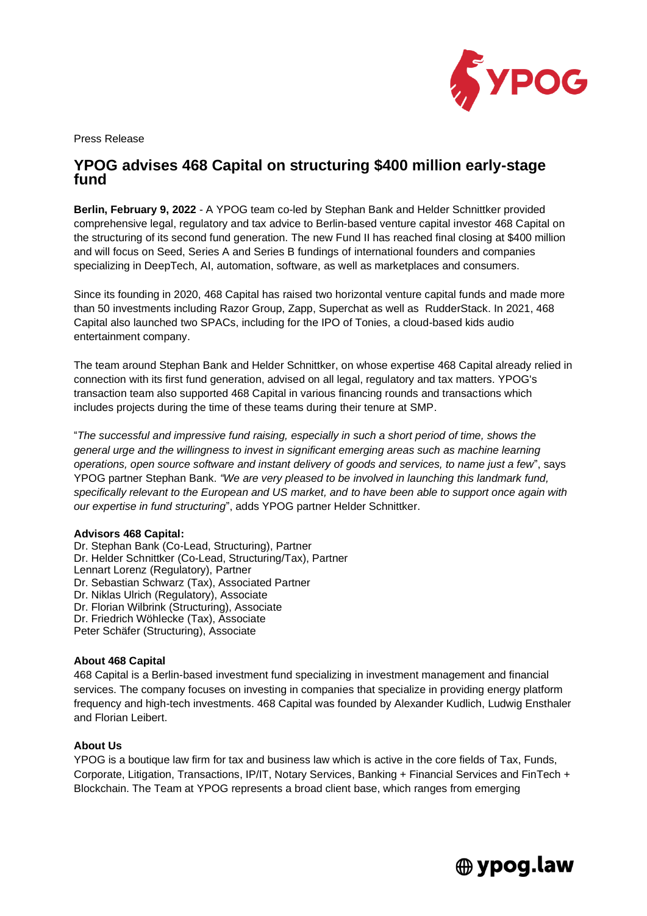Press Release

# YPOG advises 468 Capital on structuring $400 million early-stage fund

**Berlin, February 9, 2022** - A YPOG team co-led by Stephan Bank and Helder Schnittker provided comprehensive legal, regulatory and tax advice to Berlin-based venture capital investor 468 Capital on the structuring of its second fund generation. The new Fund II has reached final closing at $400 million and will focus on Seed, Series A and Series B fundings of international founders and companies specializing in DeepTech, AI, automation, software, as well as marketplaces and consumers.

Since its founding in 2020, 468 Capital has raised two horizontal venture capital funds and made more than 50 investments including Razor Group, Zapp, Superchat as well as RudderStack. In 2021, 468 Capital also launched two SPACs, including for the IPO of Tonies, a cloud-based kids audio entertainment company.

The team around Stephan Bank and Helder Schnittker, on whose expertise 468 Capital already relied in connection with its first fund generation, advised on all legal, regulatory and tax matters. YPOG's transaction team also supported 468 Capital in various financing rounds and transactions which includes projects during the time of these teams during their tenure at SMP.

"*The successful and impressive fund raising, especially in such a short period of time, shows the general urge and the willingness to invest in significant emerging areas such as machine learning operations, open source software and instant delivery of goods and services, to name just a few*", says YPOG partner Stephan Bank. *"We are very pleased to be involved in launching this landmark fund, specifically relevant to the European and US market, and to have been able to support once again with our expertise in fund structuring*", adds YPOG partner Helder Schnittker.

**Advisors 468 Capital:**
Dr. Stephan Bank (Co-Lead, Structuring), Partner
Dr. Helder Schnittker (Co-Lead, Structuring/Tax), Partner
Lennart Lorenz (Regulatory), Partner
Dr. Sebastian Schwarz (Tax), Associated Partner
Dr. Niklas Ulrich (Regulatory), Associate
Dr. Florian Wilbrink (Structuring), Associate
Dr. Friedrich Wöhlecke (Tax), Associate
Peter Schäfer (Structuring), Associate

**About 468 Capital**
468 Capital is a Berlin-based investment fund specializing in investment management and financial services. The company focuses on investing in companies that specialize in providing energy platform frequency and high-tech investments. 468 Capital was founded by Alexander Kudlich, Ludwig Ensthaler and Florian Leibert.

**About Us**
YPOG is a boutique law firm for tax and business law which is active in the core fields of Tax, Funds, Corporate, Litigation, Transactions, IP/IT, Notary Services, Banking + Financial Services and FinTech + Blockchain. The Team at YPOG represents a broad client base, which ranges from emerging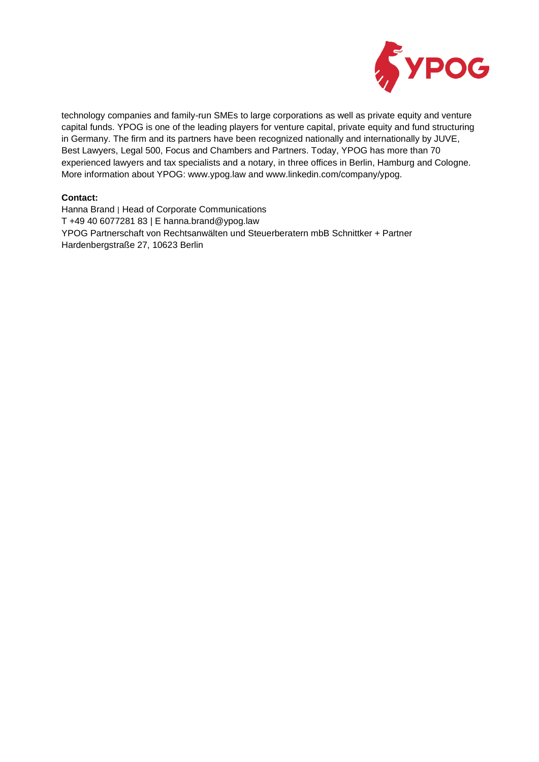technology companies and family-run SMEs to large corporations as well as private equity and venture capital funds. YPOG is one of the leading players for venture capital, private equity and fund structuring in Germany. The firm and its partners have been recognized nationally and internationally by JUVE, Best Lawyers, Legal 500, Focus and Chambers and Partners. Today, YPOG has more than 70 experienced lawyers and tax specialists and a notary, in three offices in Berlin, Hamburg and Cologne. More information about YPOG: www.ypog.law and www.linkedin.com/company/ypog.

**Contact:**

Hanna Brand | Head of Corporate Communications
T +49 40 6077281 83 | E hanna.brand@ypog.law
YPOG Partnerschaft von Rechtsanwälten und Steuerberatern mbB Schnittker + Partner
Hardenbergstraße 27, 10623 Berlin